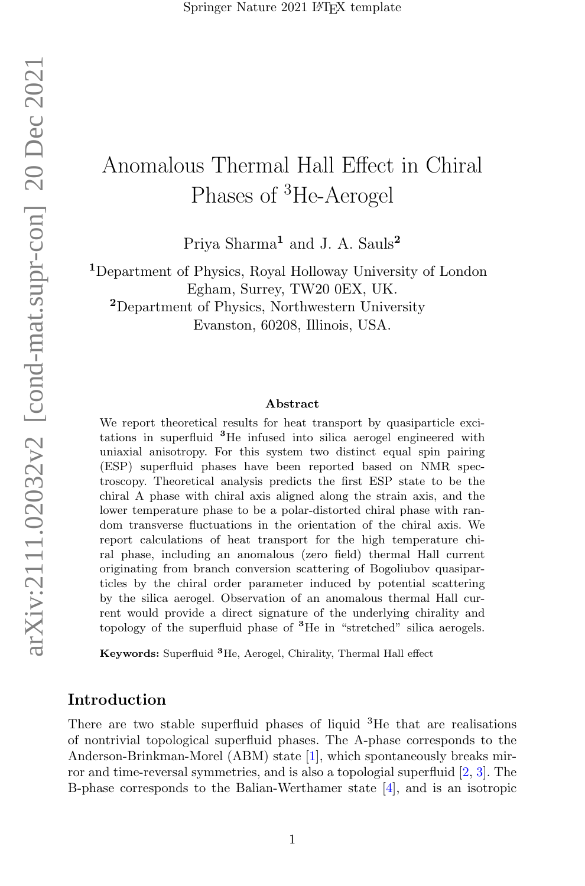# Anomalous Thermal Hall Effect in Chiral Phases of $^3$He-Aerogel

Priya Sharma[1] and J. A. Sauls[2]

[1]Department of Physics, Royal Holloway University of London Egham, Surrey, TW20 0EX, UK.

[2]Department of Physics, Northwestern University Evanston, 60208, Illinois, USA.

### Abstract

We report theoretical results for heat transport by quasiparticle excitations in superfluid $^3$He infused into silica aerogel engineered with uniaxial anisotropy. For this system two distinct equal spin pairing (ESP) superfluid phases have been reported based on NMR spectroscopy. Theoretical analysis predicts the first ESP state to be the chiral A phase with chiral axis aligned along the strain axis, and the lower temperature phase to be a polar-distorted chiral phase with random transverse fluctuations in the orientation of the chiral axis. We report calculations of heat transport for the high temperature chiral phase, including an anomalous (zero field) thermal Hall current originating from branch conversion scattering of Bogoliubov quasiparticles by the chiral order parameter induced by potential scattering by the silica aerogel. Observation of an anomalous thermal Hall current would provide a direct signature of the underlying chirality and topology of the superfluid phase of $^3$He in "stretched" silica aerogels.

**Keywords:** Superfluid $^3$He, Aerogel, Chirality, Thermal Hall effect

## Introduction

There are two stable superfluid phases of liquid $^3$He that are realisations of nontrivial topological superfluid phases. The A-phase corresponds to the Anderson-Brinkman-Morel (ABM) state [1], which spontaneously breaks mirror and time-reversal symmetries, and is also a topologial superfluid [2, 3]. The B-phase corresponds to the Balian-Werthamer state [4], and is an isotropic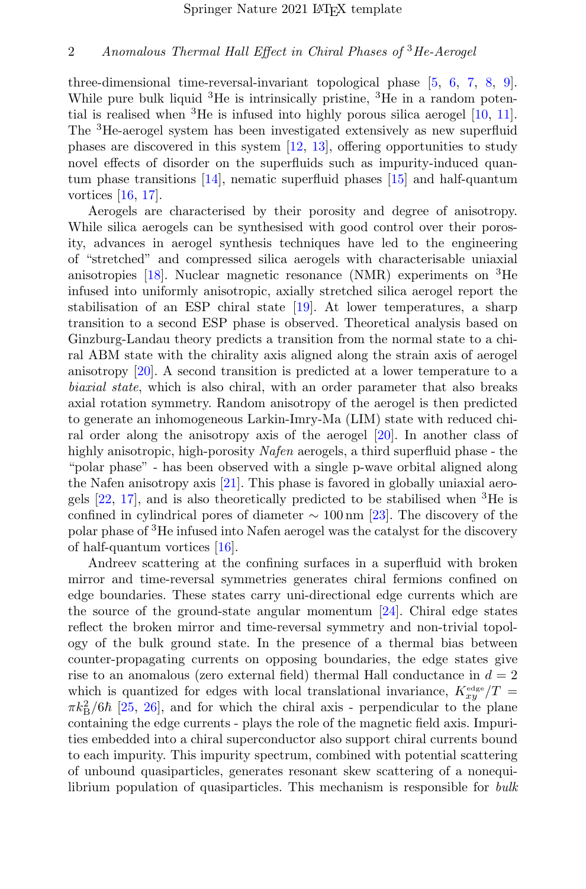three-dimensional time-reversal-invariant topological phase [5, 6, 7, 8, 9]. While pure bulk liquid $^3$He is intrinsically pristine, $^3$He in a random potential is realised when $^3$He is infused into highly porous silica aerogel [10, 11]. The $^3$He-aerogel system has been investigated extensively as new superfluid phases are discovered in this system [12, 13], offering opportunities to study novel effects of disorder on the superfluids such as impurity-induced quantum phase transitions [14], nematic superfluid phases [15] and half-quantum vortices [16, 17].

Aerogels are characterised by their porosity and degree of anisotropy. While silica aerogels can be synthesised with good control over their porosity, advances in aerogel synthesis techniques have led to the engineering of "stretched" and compressed silica aerogels with characterisable uniaxial anisotropies [18]. Nuclear magnetic resonance (NMR) experiments on $^3$He infused into uniformly anisotropic, axially stretched silica aerogel report the stabilisation of an ESP chiral state [19]. At lower temperatures, a sharp transition to a second ESP phase is observed. Theoretical analysis based on Ginzburg-Landau theory predicts a transition from the normal state to a chiral ABM state with the chirality axis aligned along the strain axis of aerogel anisotropy [20]. A second transition is predicted at a lower temperature to a *biaxial state*, which is also chiral, with an order parameter that also breaks axial rotation symmetry. Random anisotropy of the aerogel is then predicted to generate an inhomogeneous Larkin-Imry-Ma (LIM) state with reduced chiral order along the anisotropy axis of the aerogel [20]. In another class of highly anisotropic, high-porosity *Nafen* aerogels, a third superfluid phase - the "polar phase" - has been observed with a single p-wave orbital aligned along the Nafen anisotropy axis [21]. This phase is favored in globally uniaxial aerogels [22, 17], and is also theoretically predicted to be stabilised when $^3$He is confined in cylindrical pores of diameter $\sim 100\,\mathrm{nm}$ [23]. The discovery of the polar phase of $^3$He infused into Nafen aerogel was the catalyst for the discovery of half-quantum vortices [16].

Andreev scattering at the confining surfaces in a superfluid with broken mirror and time-reversal symmetries generates chiral fermions confined on edge boundaries. These states carry uni-directional edge currents which are the source of the ground-state angular momentum [24]. Chiral edge states reflect the broken mirror and time-reversal symmetry and non-trivial topology of the bulk ground state. In the presence of a thermal bias between counter-propagating currents on opposing boundaries, the edge states give rise to an anomalous (zero external field) thermal Hall conductance in $d = 2$ which is quantized for edges with local translational invariance, $K_{xy}^{\text{edge}}/T = \pi k_{\text{B}}^2/6\hbar$ [25, 26], and for which the chiral axis - perpendicular to the plane containing the edge currents - plays the role of the magnetic field axis. Impurities embedded into a chiral superconductor also support chiral currents bound to each impurity. This impurity spectrum, combined with potential scattering of unbound quasiparticles, generates resonant skew scattering of a nonequilibrium population of quasiparticles. This mechanism is responsible for *bulk*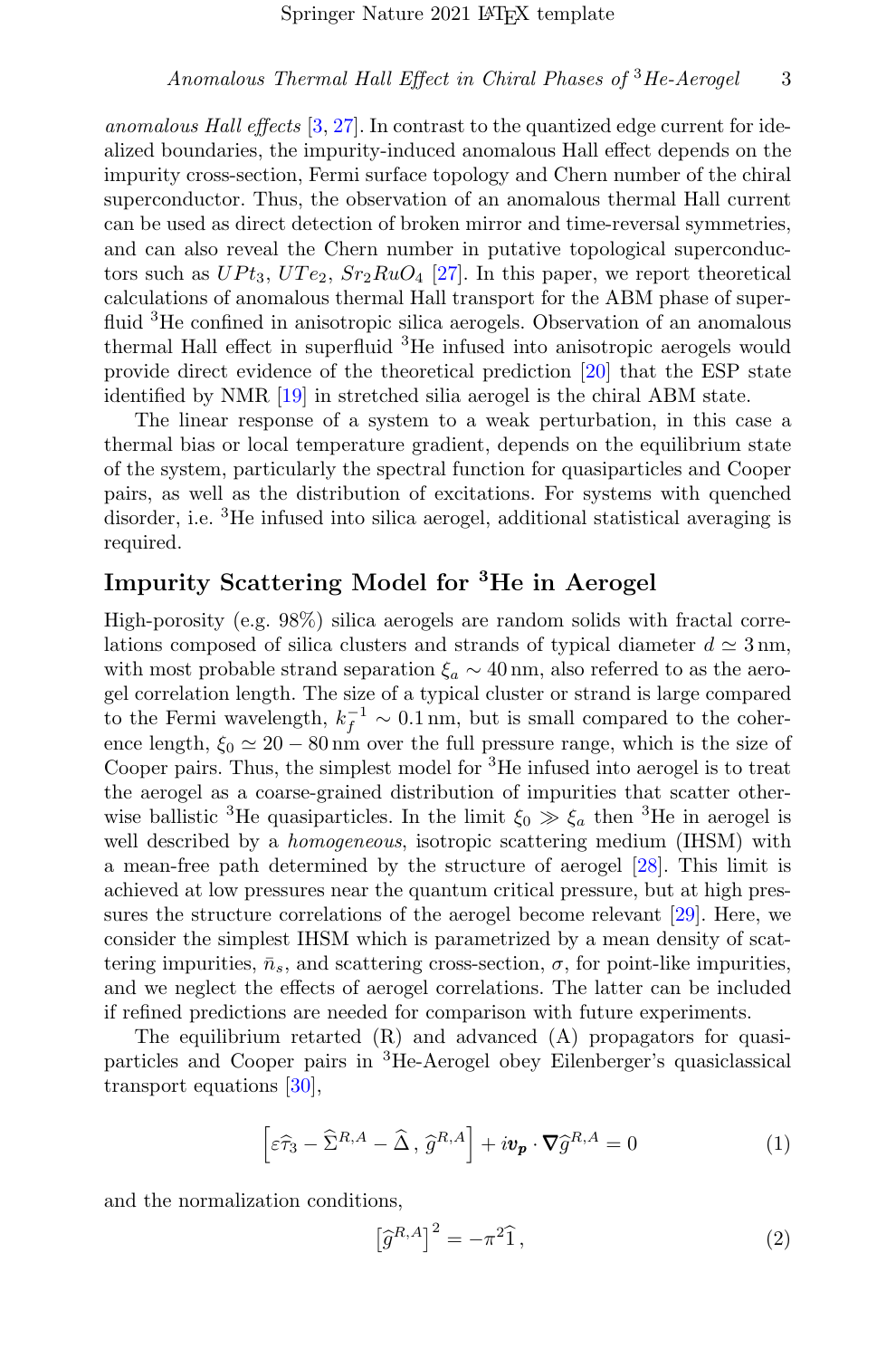*anomalous Hall effects* [3, 27]. In contrast to the quantized edge current for idealized boundaries, the impurity-induced anomalous Hall effect depends on the impurity cross-section, Fermi surface topology and Chern number of the chiral superconductor. Thus, the observation of an anomalous thermal Hall current can be used as direct detection of broken mirror and time-reversal symmetries, and can also reveal the Chern number in putative topological superconductors such as $UPt_3$, $UTe_2$, $Sr_2RuO_4$ [27]. In this paper, we report theoretical calculations of anomalous thermal Hall transport for the ABM phase of superfluid $^3$He confined in anisotropic silica aerogels. Observation of an anomalous thermal Hall effect in superfluid $^3$He infused into anisotropic aerogels would provide direct evidence of the theoretical prediction [20] that the ESP state identified by NMR [19] in stretched silia aerogel is the chiral ABM state.

The linear response of a system to a weak perturbation, in this case a thermal bias or local temperature gradient, depends on the equilibrium state of the system, particularly the spectral function for quasiparticles and Cooper pairs, as well as the distribution of excitations. For systems with quenched disorder, i.e. $^3$He infused into silica aerogel, additional statistical averaging is required.

## Impurity Scattering Model for $^3$He in Aerogel

High-porosity (e.g. 98%) silica aerogels are random solids with fractal correlations composed of silica clusters and strands of typical diameter $d \simeq 3\,\text{nm}$, with most probable strand separation $\xi_a \sim 40\,\text{nm}$, also referred to as the aerogel correlation length. The size of a typical cluster or strand is large compared to the Fermi wavelength, $k_f^{-1} \sim 0.1\,\text{nm}$, but is small compared to the coherence length, $\xi_0 \simeq 20-80\,\text{nm}$ over the full pressure range, which is the size of Cooper pairs. Thus, the simplest model for $^3$He infused into aerogel is to treat the aerogel as a coarse-grained distribution of impurities that scatter otherwise ballistic $^3$He quasiparticles. In the limit $\xi_0 \gg \xi_a$ then $^3$He in aerogel is well described by a *homogeneous*, isotropic scattering medium (IHSM) with a mean-free path determined by the structure of aerogel [28]. This limit is achieved at low pressures near the quantum critical pressure, but at high pressures the structure correlations of the aerogel become relevant [29]. Here, we consider the simplest IHSM which is parametrized by a mean density of scattering impurities, $\bar{n}_s$, and scattering cross-section, $\sigma$, for point-like impurities, and we neglect the effects of aerogel correlations. The latter can be included if refined predictions are needed for comparison with future experiments.

The equilibrium retarted (R) and advanced (A) propagators for quasiparticles and Cooper pairs in $^3$He-Aerogel obey Eilenberger's quasiclassical transport equations [30],

$$\left[\varepsilon\widehat{\tau}_3 - \widehat{\Sigma}^{R,A} - \widehat{\Delta}\,,\,\widehat{g}^{R,A}\right] + i\boldsymbol{v_p}\cdot\boldsymbol{\nabla}\widehat{g}^{R,A} = 0 \tag{1}$$

and the normalization conditions,

$$\left[\widehat{g}^{R,A}\right]^2 = -\pi^2\widehat{1}\,, \tag{2}$$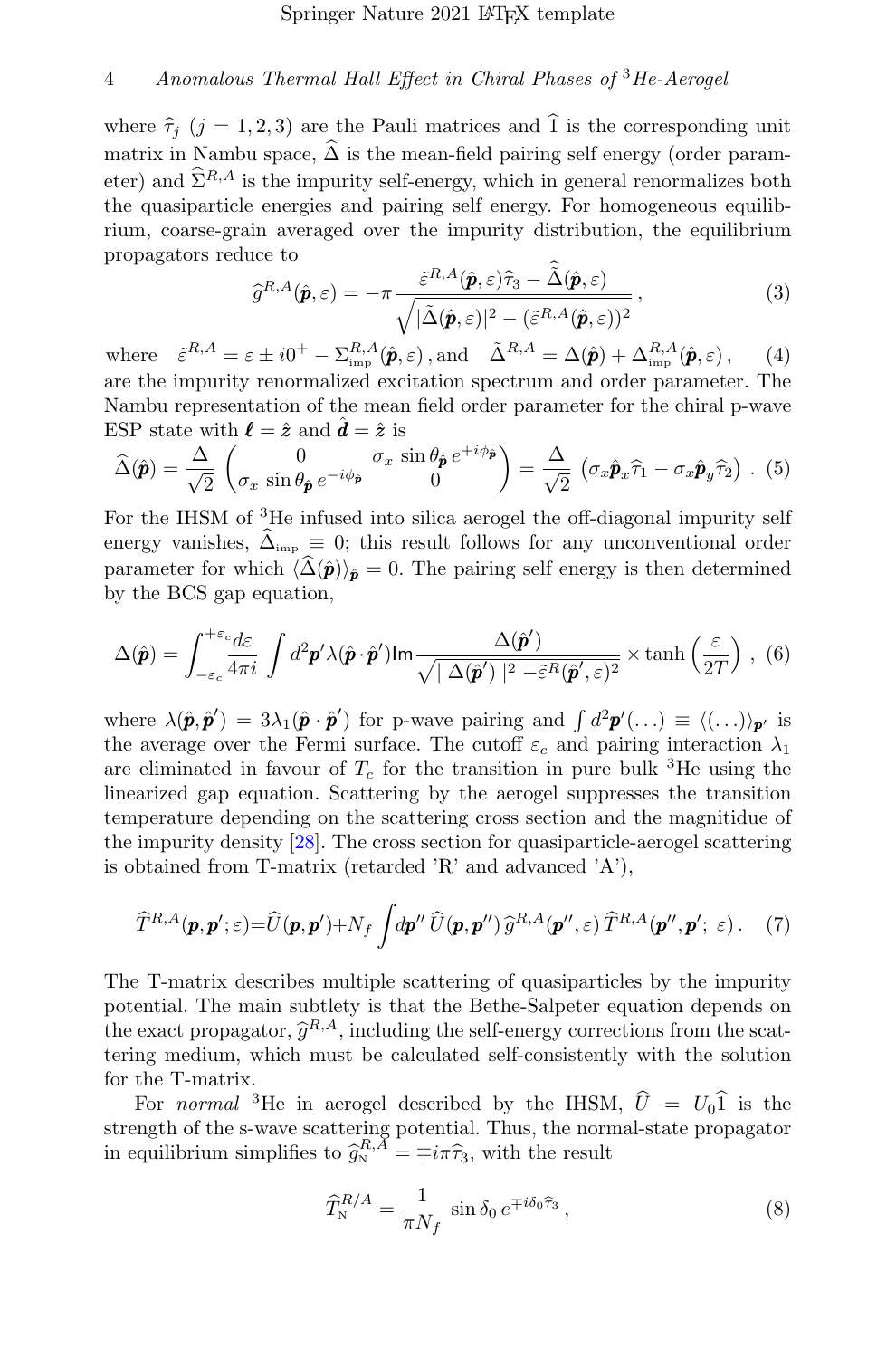where $\widehat{\tau}_j$ ($j = 1, 2, 3$) are the Pauli matrices and $\widehat{1}$ is the corresponding unit matrix in Nambu space, $\widehat{\Delta}$ is the mean-field pairing self energy (order parameter) and $\widehat{\Sigma}^{R,A}$ is the impurity self-energy, which in general renormalizes both the quasiparticle energies and pairing self energy. For homogeneous equilibrium, coarse-grain averaged over the impurity distribution, the equilibrium propagators reduce to

$$\widehat{g}^{R,A}(\hat{\boldsymbol{p}},\varepsilon) = -\pi \frac{\tilde{\varepsilon}^{R,A}(\hat{\boldsymbol{p}},\varepsilon)\widehat{\tau}_3 - \widehat{\tilde{\Delta}}(\hat{\boldsymbol{p}},\varepsilon)}{\sqrt{|\tilde{\Delta}(\hat{\boldsymbol{p}},\varepsilon)|^2 - (\tilde{\varepsilon}^{R,A}(\hat{\boldsymbol{p}},\varepsilon))^2}}\,, \tag{3}$$

where $\quad \tilde{\varepsilon}^{R,A} = \varepsilon \pm i0^+ - \Sigma^{R,A}_{\text{imp}}(\hat{\boldsymbol{p}},\varepsilon)\,,\text{and} \quad \tilde{\Delta}^{R,A} = \Delta(\hat{\boldsymbol{p}}) + \Delta^{R,A}_{\text{imp}}(\hat{\boldsymbol{p}},\varepsilon)\,, \quad (4)$
are the impurity renormalized excitation spectrum and order parameter. The Nambu representation of the mean field order parameter for the chiral p-wave ESP state with $\boldsymbol{\ell} = \hat{\boldsymbol{z}}$ and $\hat{\boldsymbol{d}} = \hat{\boldsymbol{z}}$ is

$$\widehat{\Delta}(\hat{\boldsymbol{p}}) = \frac{\Delta}{\sqrt{2}} \begin{pmatrix} 0 & \sigma_x \sin\theta_{\hat{\boldsymbol{p}}}\, e^{+i\phi_{\hat{\boldsymbol{p}}}} \\ \sigma_x \sin\theta_{\hat{\boldsymbol{p}}}\, e^{-i\phi_{\hat{\boldsymbol{p}}}} & 0 \end{pmatrix} = \frac{\Delta}{\sqrt{2}} \left(\sigma_x \hat{\boldsymbol{p}}_x \widehat{\tau}_1 - \sigma_x \hat{\boldsymbol{p}}_y \widehat{\tau}_2\right)\,. \tag{5}$$

For the IHSM of $^3$He infused into silica aerogel the off-diagonal impurity self energy vanishes, $\widehat{\Delta}_{\text{imp}} \equiv 0$; this result follows for any unconventional order parameter for which $\langle \widehat{\Delta}(\hat{\boldsymbol{p}}) \rangle_{\hat{\boldsymbol{p}}} = 0$. The pairing self energy is then determined by the BCS gap equation,

$$\Delta(\hat{\boldsymbol{p}}) = \int_{-\varepsilon_c}^{+\varepsilon_c} \frac{d\varepsilon}{4\pi i} \int d^2\boldsymbol{p}' \lambda(\hat{\boldsymbol{p}}\cdot\hat{\boldsymbol{p}}') \mathsf{Im} \frac{\Delta(\hat{\boldsymbol{p}}')}{\sqrt{|\,\Delta(\hat{\boldsymbol{p}}')\,|^2 - \tilde{\varepsilon}^R(\hat{\boldsymbol{p}}',\varepsilon)^2}} \times \tanh\left(\frac{\varepsilon}{2T}\right)\,, \tag{6}$$

where $\lambda(\hat{\boldsymbol{p}}, \hat{\boldsymbol{p}}') = 3\lambda_1(\hat{\boldsymbol{p}}\cdot\hat{\boldsymbol{p}}')$ for p-wave pairing and $\int d^2\boldsymbol{p}'(\ldots) \equiv \langle(\ldots)\rangle_{\boldsymbol{p}'}$ is the average over the Fermi surface. The cutoff $\varepsilon_c$ and pairing interaction $\lambda_1$ are eliminated in favour of $T_c$ for the transition in pure bulk $^3$He using the linearized gap equation. Scattering by the aerogel suppresses the transition temperature depending on the scattering cross section and the magnitidue of the impurity density [28]. The cross section for quasiparticle-aerogel scattering is obtained from T-matrix (retarded 'R' and advanced 'A'),

$$\widehat{T}^{R,A}(\boldsymbol{p},\boldsymbol{p}';\varepsilon) = \widehat{U}(\boldsymbol{p},\boldsymbol{p}') + N_f \int d\boldsymbol{p}''\, \widehat{U}(\boldsymbol{p},\boldsymbol{p}'')\, \widehat{g}^{R,A}(\boldsymbol{p}'',\varepsilon)\, \widehat{T}^{R,A}(\boldsymbol{p}'',\boldsymbol{p}';\,\varepsilon)\,. \tag{7}$$

The T-matrix describes multiple scattering of quasiparticles by the impurity potential. The main subtlety is that the Bethe-Salpeter equation depends on the exact propagator, $\widehat{g}^{R,A}$, including the self-energy corrections from the scattering medium, which must be calculated self-consistently with the solution for the T-matrix.

For *normal* $^3$He in aerogel described by the IHSM, $\widehat{U} = U_0\widehat{1}$ is the strength of the s-wave scattering potential. Thus, the normal-state propagator in equilibrium simplifies to $\widehat{g}^{R,A}_{\text{N}} = \mp i\pi\widehat{\tau}_3$, with the result

$$\widehat{T}^{R/A}_{\text{N}} = \frac{1}{\pi N_f}\, \sin\delta_0\, e^{\mp i\delta_0\widehat{\tau}_3}\,, \tag{8}$$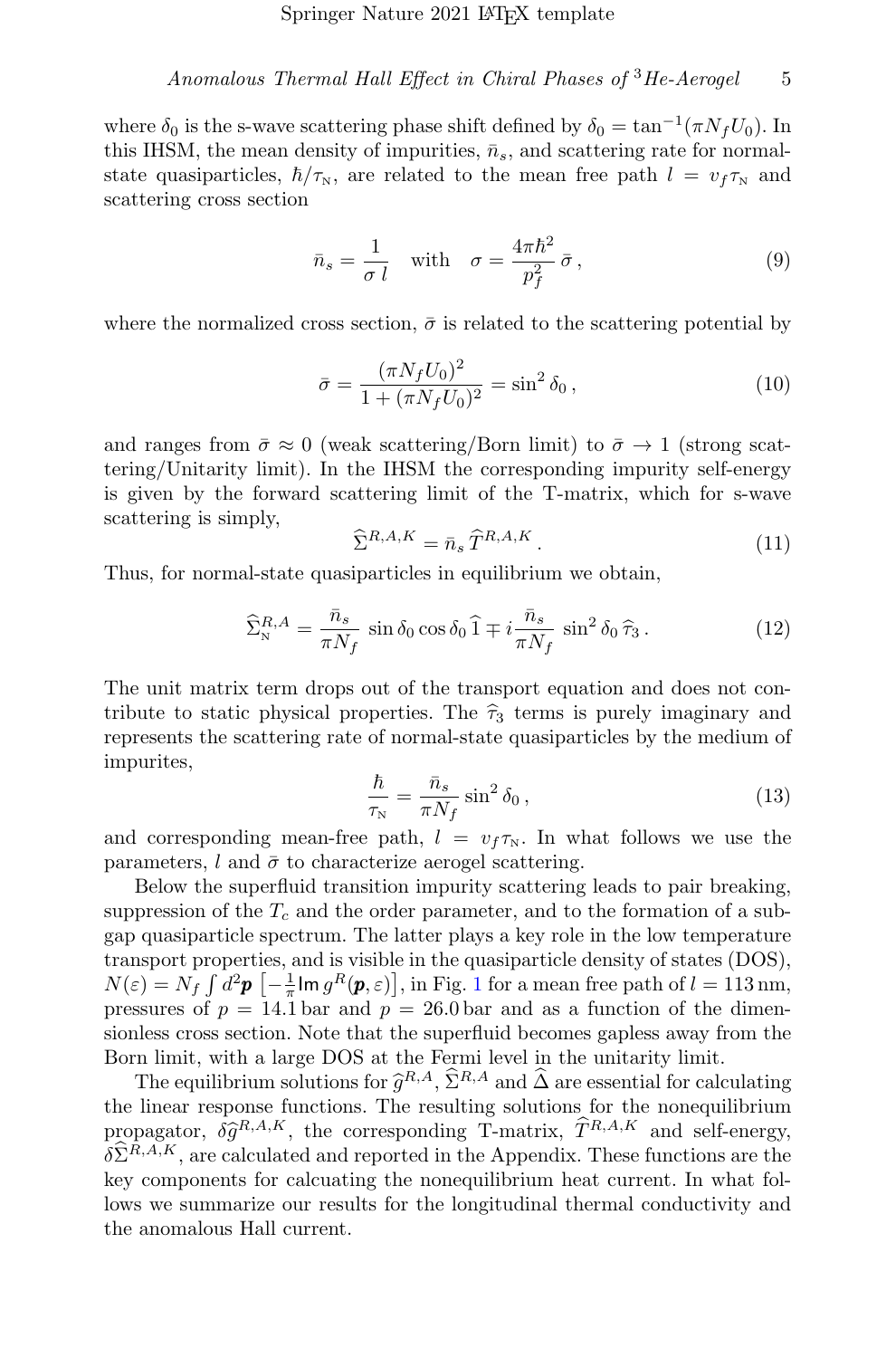where $\delta_0$ is the s-wave scattering phase shift defined by $\delta_0 = \tan^{-1}(\pi N_f U_0)$. In this IHSM, the mean density of impurities, $\bar{n}_s$, and scattering rate for normal-state quasiparticles, $\hbar/\tau_{\text{N}}$, are related to the mean free path $l = v_f \tau_{\text{N}}$ and scattering cross section

$$\bar{n}_s = \frac{1}{\sigma\, l} \quad \text{with} \quad \sigma = \frac{4\pi\hbar^2}{p_f^2}\,\bar{\sigma}\,, \tag{9}$$

where the normalized cross section, $\bar{\sigma}$ is related to the scattering potential by

$$\bar{\sigma} = \frac{(\pi N_f U_0)^2}{1 + (\pi N_f U_0)^2} = \sin^2\delta_0\,, \tag{10}$$

and ranges from $\bar{\sigma} \approx 0$ (weak scattering/Born limit) to $\bar{\sigma} \to 1$ (strong scattering/Unitarity limit). In the IHSM the corresponding impurity self-energy is given by the forward scattering limit of the T-matrix, which for s-wave scattering is simply,

$$\widehat{\Sigma}^{R,A,K} = \bar{n}_s\,\widehat{T}^{R,A,K}\,. \tag{11}$$

Thus, for normal-state quasiparticles in equilibrium we obtain,

$$\widehat{\Sigma}^{R,A}_{\text{N}} = \frac{\bar{n}_s}{\pi N_f}\,\sin\delta_0\cos\delta_0\,\widehat{1} \mp i\frac{\bar{n}_s}{\pi N_f}\,\sin^2\delta_0\,\widehat{\tau}_3\,. \tag{12}$$

The unit matrix term drops out of the transport equation and does not contribute to static physical properties. The $\widehat{\tau}_3$ terms is purely imaginary and represents the scattering rate of normal-state quasiparticles by the medium of impurites,

$$\frac{\hbar}{\tau_{\text{N}}} = \frac{\bar{n}_s}{\pi N_f}\sin^2\delta_0\,, \tag{13}$$

and corresponding mean-free path, $l = v_f \tau_{\text{N}}$. In what follows we use the parameters, $l$ and $\bar{\sigma}$ to characterize aerogel scattering.

Below the superfluid transition impurity scattering leads to pair breaking, suppression of the $T_c$ and the order parameter, and to the formation of a sub-gap quasiparticle spectrum. The latter plays a key role in the low temperature transport properties, and is visible in the quasiparticle density of states (DOS), $N(\varepsilon) = N_f \int d^2\boldsymbol{p}\,\left[-\frac{1}{\pi}\mathsf{Im}\,g^R(\boldsymbol{p},\varepsilon)\right]$, in Fig. 1 for a mean free path of $l = 113\,\text{nm}$, pressures of $p = 14.1\,\text{bar}$ and $p = 26.0\,\text{bar}$ and as a function of the dimensionless cross section. Note that the superfluid becomes gapless away from the Born limit, with a large DOS at the Fermi level in the unitarity limit.

The equilibrium solutions for $\widehat{g}^{R,A}$, $\widehat{\Sigma}^{R,A}$ and $\widehat{\Delta}$ are essential for calculating the linear response functions. The resulting solutions for the nonequilibrium propagator, $\delta\widehat{g}^{R,A,K}$, the corresponding T-matrix, $\widehat{T}^{R,A,K}$ and self-energy, $\delta\widehat{\Sigma}^{R,A,K}$, are calculated and reported in the Appendix. These functions are the key components for calcuating the nonequilibrium heat current. In what follows we summarize our results for the longitudinal thermal conductivity and the anomalous Hall current.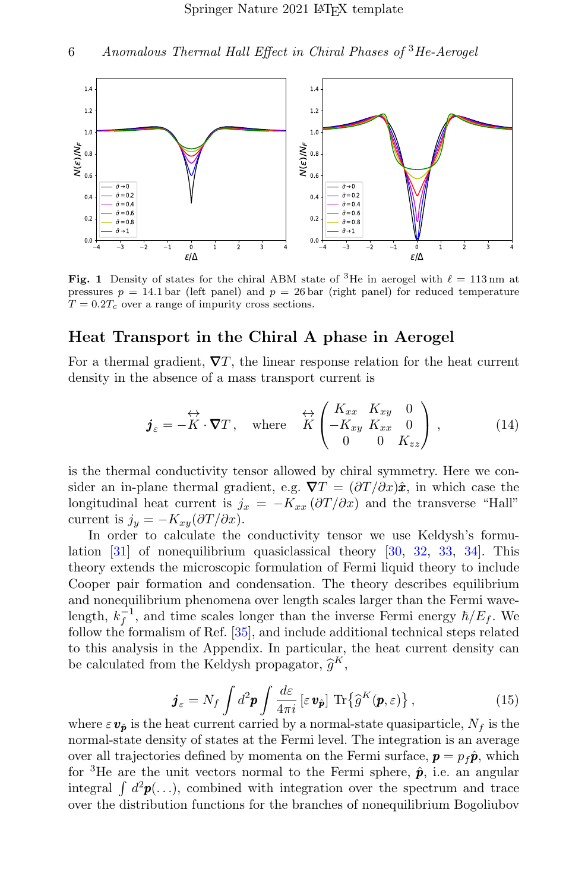**Fig. 1** Density of states for the chiral ABM state of $^3$He in aerogel with $\ell = 113\,\text{nm}$ at pressures $p = 14.1\,\text{bar}$ (left panel) and $p = 26\,\text{bar}$ (right panel) for reduced temperature $T = 0.2T_c$ over a range of impurity cross sections.

## Heat Transport in the Chiral A phase in Aerogel

For a thermal gradient, $\boldsymbol{\nabla}T$, the linear response relation for the heat current density in the absence of a mass transport current is

$$\boldsymbol{j}_\varepsilon = -\overleftrightarrow{K} \cdot \boldsymbol{\nabla}T\,, \quad \text{where} \quad \overleftrightarrow{K} \begin{pmatrix} K_{xx} & K_{xy} & 0 \\ -K_{xy} & K_{xx} & 0 \\ 0 & 0 & K_{zz} \end{pmatrix}, \tag{14}$$

is the thermal conductivity tensor allowed by chiral symmetry. Here we consider an in-plane thermal gradient, e.g. $\boldsymbol{\nabla}T = (\partial T/\partial x)\hat{\boldsymbol{x}}$, in which case the longitudinal heat current is $j_x = -K_{xx}\,(\partial T/\partial x)$ and the transverse "Hall" current is $j_y = -K_{xy}(\partial T/\partial x)$.

In order to calculate the conductivity tensor we use Keldysh's formulation [31] of nonequilibrium quasiclassical theory [30, 32, 33, 34]. This theory extends the microscopic formulation of Fermi liquid theory to include Cooper pair formation and condensation. The theory describes equilibrium and nonequilibrium phenomena over length scales larger than the Fermi wavelength, $k_f^{-1}$, and time scales longer than the inverse Fermi energy $\hbar/E_f$. We follow the formalism of Ref. [35], and include additional technical steps related to this analysis in the Appendix. In particular, the heat current density can be calculated from the Keldysh propagator, $\widehat{g}^K$,

$$\boldsymbol{j}_\varepsilon = N_f \int d^2\boldsymbol{p} \int \frac{d\varepsilon}{4\pi i}\,[\varepsilon\,\boldsymbol{v}_{\hat{\boldsymbol{p}}}]\;\mathrm{Tr}\{\widehat{g}^K(\boldsymbol{p},\varepsilon)\}\,, \tag{15}$$

where $\varepsilon\,\boldsymbol{v}_{\hat{\boldsymbol{p}}}$ is the heat current carried by a normal-state quasiparticle, $N_f$ is the normal-state density of states at the Fermi level. The integration is an average over all trajectories defined by momenta on the Fermi surface, $\boldsymbol{p} = p_f\hat{\boldsymbol{p}}$, which for $^3$He are the unit vectors normal to the Fermi sphere, $\hat{\boldsymbol{p}}$, i.e. an angular integral $\int d^2\boldsymbol{p}(\ldots)$, combined with integration over the spectrum and trace over the distribution functions for the branches of nonequilibrium Bogoliubov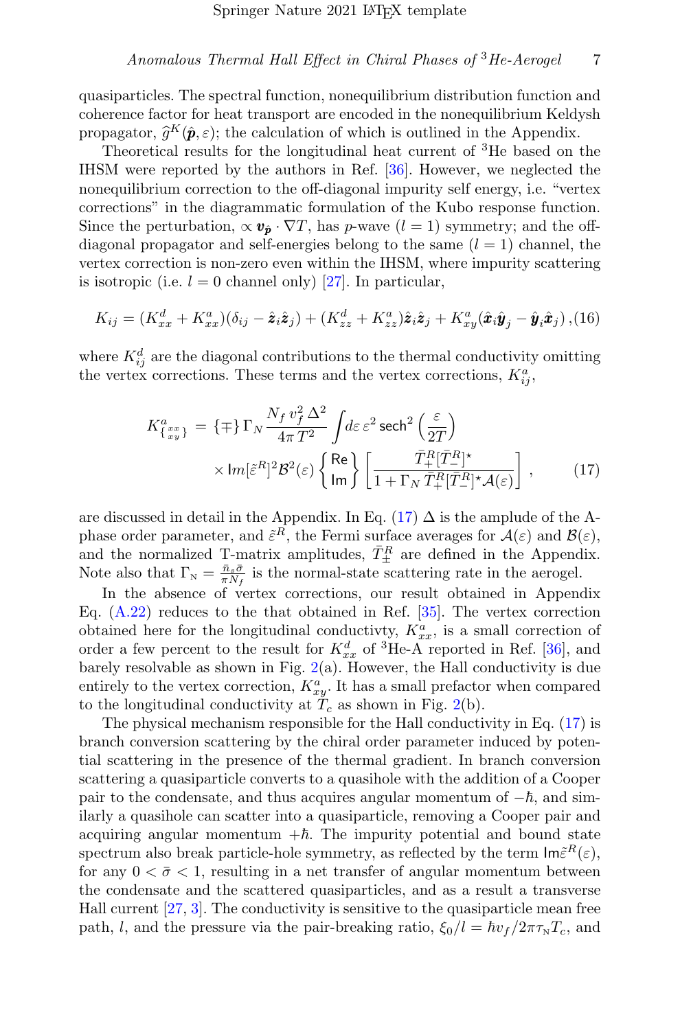quasiparticles. The spectral function, nonequilibrium distribution function and coherence factor for heat transport are encoded in the nonequilibrium Keldysh propagator, $\widehat{g}^K(\hat{\boldsymbol{p}},\varepsilon)$; the calculation of which is outlined in the Appendix.

Theoretical results for the longitudinal heat current of $^3$He based on the IHSM were reported by the authors in Ref. [36]. However, we neglected the nonequilibrium correction to the off-diagonal impurity self energy, i.e. "vertex corrections" in the diagrammatic formulation of the Kubo response function. Since the perturbation, $\propto \boldsymbol{v}_{\hat{\boldsymbol{p}}} \cdot \nabla T$, has $p$-wave ($l = 1$) symmetry; and the off-diagonal propagator and self-energies belong to the same ($l = 1$) channel, the vertex correction is non-zero even within the IHSM, where impurity scattering is isotropic (i.e. $l = 0$ channel only) [27]. In particular,

$$K_{ij} = (K^d_{xx} + K^a_{xx})(\delta_{ij} - \hat{\boldsymbol{z}}_i\hat{\boldsymbol{z}}_j) + (K^d_{zz} + K^a_{zz})\hat{\boldsymbol{z}}_i\hat{\boldsymbol{z}}_j + K^a_{xy}(\hat{\boldsymbol{x}}_i\hat{\boldsymbol{y}}_j - \hat{\boldsymbol{y}}_i\hat{\boldsymbol{x}}_j)\,, \tag{16}$$

where $K^d_{ij}$ are the diagonal contributions to the thermal conductivity omitting the vertex corrections. These terms and the vertex corrections, $K^a_{ij}$,

$$K^a_{\left\{ {xx \atop xy} \right\}} = \{\mp\}\,\Gamma_N \frac{N_f\, v_f^2\, \Delta^2}{4\pi\, T^2} \int d\varepsilon\, \varepsilon^2\, \mathsf{sech}^2\left(\frac{\varepsilon}{2T}\right) \times \mathsf{Im}[\tilde{\varepsilon}^R]^2 \mathcal{B}^2(\varepsilon) \left\{ {\mathsf{Re} \atop \mathsf{Im}} \right\} \left[ \frac{\bar{T}^R_+ [\bar{T}^R_-]^\star}{1 + \Gamma_N\, \bar{T}^R_+ [\bar{T}^R_-]^\star \mathcal{A}(\varepsilon)} \right], \tag{17}$$

are discussed in detail in the Appendix. In Eq. (17) $\Delta$ is the amplude of the A-phase order parameter, and $\tilde{\varepsilon}^R$, the Fermi surface averages for $\mathcal{A}(\varepsilon)$ and $\mathcal{B}(\varepsilon)$, and the normalized T-matrix amplitudes, $\bar{T}^R_\pm$ are defined in the Appendix. Note also that $\Gamma_{\text{N}} = \frac{\bar{n}_s\bar{\sigma}}{\pi N_f}$ is the normal-state scattering rate in the aerogel.

In the absence of vertex corrections, our result obtained in Appendix Eq. (A.22) reduces to the that obtained in Ref. [35]. The vertex correction obtained here for the longitudinal conductivty, $K^a_{xx}$, is a small correction of order a few percent to the result for $K^d_{xx}$ of $^3$He-A reported in Ref. [36], and barely resolvable as shown in Fig. 2(a). However, the Hall conductivity is due entirely to the vertex correction, $K^a_{xy}$. It has a small prefactor when compared to the longitudinal conductivity at $T_c$ as shown in Fig. 2(b).

The physical mechanism responsible for the Hall conductivity in Eq. (17) is branch conversion scattering by the chiral order parameter induced by potential scattering in the presence of the thermal gradient. In branch conversion scattering a quasiparticle converts to a quasihole with the addition of a Cooper pair to the condensate, and thus acquires angular momentum of $-\hbar$, and similarly a quasihole can scatter into a quasiparticle, removing a Cooper pair and acquiring angular momentum $+\hbar$. The impurity potential and bound state spectrum also break particle-hole symmetry, as reflected by the term $\mathsf{Im}\tilde{\varepsilon}^R(\varepsilon)$, for any $0 < \bar{\sigma} < 1$, resulting in a net transfer of angular momentum between the condensate and the scattered quasiparticles, and as a result a transverse Hall current [27, 3]. The conductivity is sensitive to the quasiparticle mean free path, $l$, and the pressure via the pair-breaking ratio, $\xi_0/l = \hbar v_f/2\pi\tau_{\text{N}}T_c$, and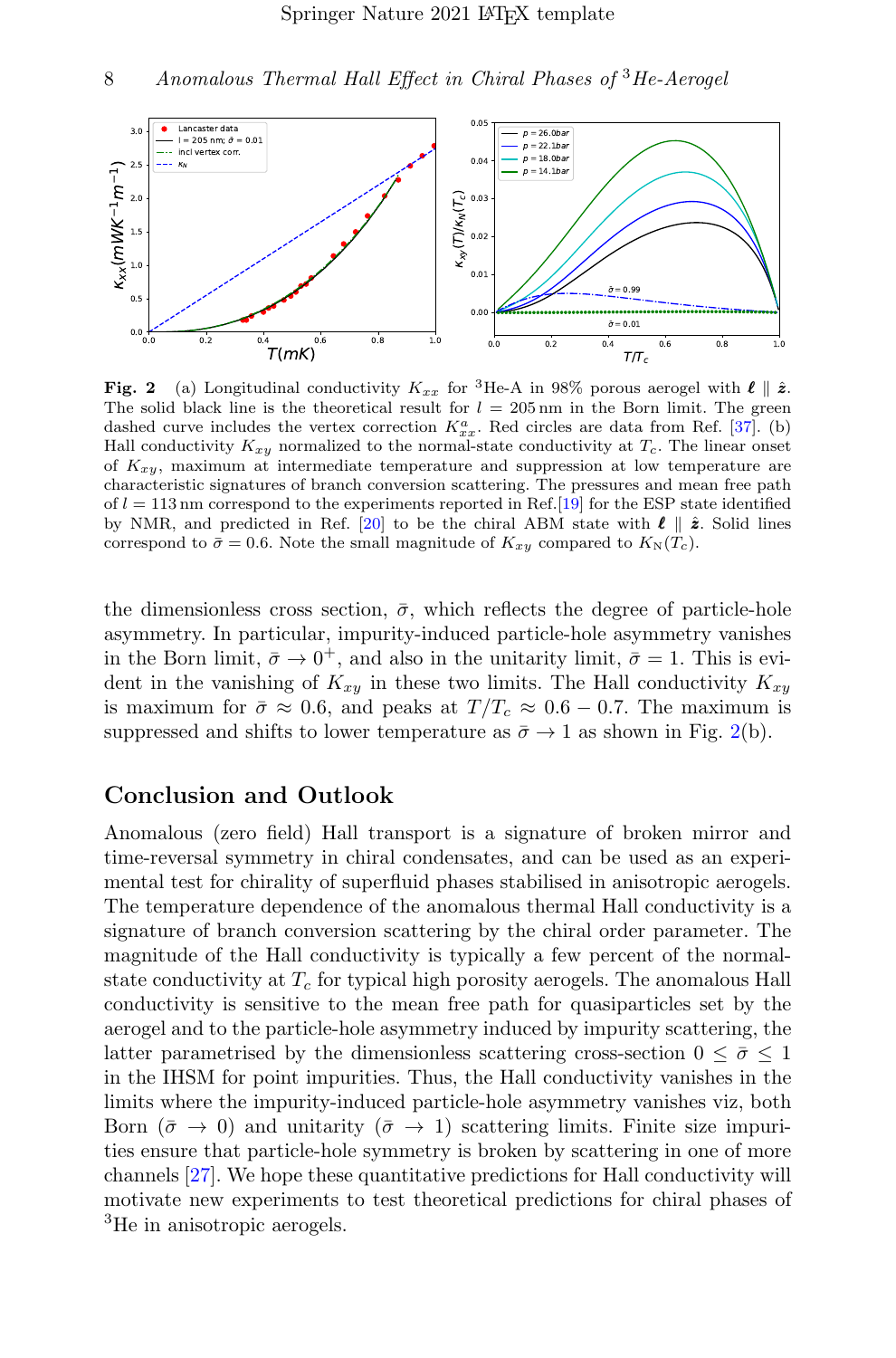**Fig. 2** (a) Longitudinal conductivity $K_{xx}$ for $^3$He-A in 98% porous aerogel with $\boldsymbol{\ell} \parallel \hat{\boldsymbol{z}}$. The solid black line is the theoretical result for $l = 205\,\text{nm}$ in the Born limit. The green dashed curve includes the vertex correction $K^a_{xx}$. Red circles are data from Ref. [37]. (b) Hall conductivity $K_{xy}$ normalized to the normal-state conductivity at $T_c$. The linear onset of $K_{xy}$, maximum at intermediate temperature and suppression at low temperature are characteristic signatures of branch conversion scattering. The pressures and mean free path of $l = 113\,\text{nm}$ correspond to the experiments reported in Ref.[19] for the ESP state identified by NMR, and predicted in Ref. [20] to be the chiral ABM state with $\boldsymbol{\ell} \parallel \hat{\boldsymbol{z}}$. Solid lines correspond to $\bar{\sigma} = 0.6$. Note the small magnitude of $K_{xy}$ compared to $K_{\text{N}}(T_c)$.

the dimensionless cross section, $\bar{\sigma}$, which reflects the degree of particle-hole asymmetry. In particular, impurity-induced particle-hole asymmetry vanishes in the Born limit, $\bar{\sigma} \to 0^+$, and also in the unitarity limit, $\bar{\sigma} = 1$. This is evident in the vanishing of $K_{xy}$ in these two limits. The Hall conductivity $K_{xy}$ is maximum for $\bar{\sigma} \approx 0.6$, and peaks at $T/T_c \approx 0.6 - 0.7$. The maximum is suppressed and shifts to lower temperature as $\bar{\sigma} \to 1$ as shown in Fig. 2(b).

## Conclusion and Outlook

Anomalous (zero field) Hall transport is a signature of broken mirror and time-reversal symmetry in chiral condensates, and can be used as an experimental test for chirality of superfluid phases stabilised in anisotropic aerogels. The temperature dependence of the anomalous thermal Hall conductivity is a signature of branch conversion scattering by the chiral order parameter. The magnitude of the Hall conductivity is typically a few percent of the normal-state conductivity at $T_c$ for typical high porosity aerogels. The anomalous Hall conductivity is sensitive to the mean free path for quasiparticles set by the aerogel and to the particle-hole asymmetry induced by impurity scattering, the latter parametrised by the dimensionless scattering cross-section $0 \leq \bar{\sigma} \leq 1$ in the IHSM for point impurities. Thus, the Hall conductivity vanishes in the limits where the impurity-induced particle-hole asymmetry vanishes viz, both Born ($\bar{\sigma} \to 0$) and unitarity ($\bar{\sigma} \to 1$) scattering limits. Finite size impurities ensure that particle-hole symmetry is broken by scattering in one of more channels [27]. We hope these quantitative predictions for Hall conductivity will motivate new experiments to test theoretical predictions for chiral phases of $^3$He in anisotropic aerogels.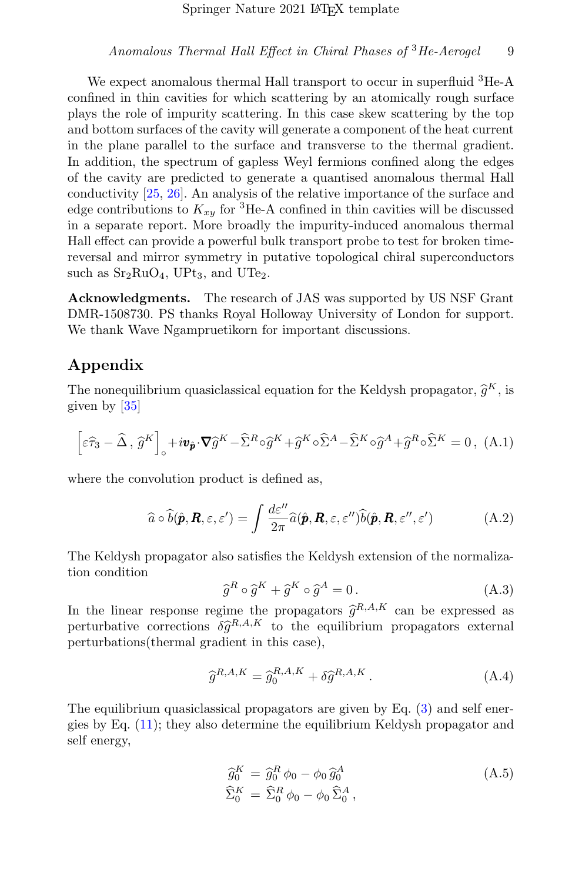We expect anomalous thermal Hall transport to occur in superfluid $^3$He-A confined in thin cavities for which scattering by an atomically rough surface plays the role of impurity scattering. In this case skew scattering by the top and bottom surfaces of the cavity will generate a component of the heat current in the plane parallel to the surface and transverse to the thermal gradient. In addition, the spectrum of gapless Weyl fermions confined along the edges of the cavity are predicted to generate a quantised anomalous thermal Hall conductivity [25, 26]. An analysis of the relative importance of the surface and edge contributions to $K_{xy}$ for $^3$He-A confined in thin cavities will be discussed in a separate report. More broadly the impurity-induced anomalous thermal Hall effect can provide a powerful bulk transport probe to test for broken time-reversal and mirror symmetry in putative topological chiral superconductors such as $Sr_2RuO_4$, $UPt_3$, and $UTe_2$.

**Acknowledgments.** The research of JAS was supported by US NSF Grant DMR-1508730. PS thanks Royal Holloway University of London for support. We thank Wave Ngampruetikorn for important discussions.

## Appendix

The nonequilibrium quasiclassical equation for the Keldysh propagator, $\widehat{g}^K$, is given by [35]

$$\left[\varepsilon\widehat{\tau}_3 - \widehat{\Delta}\,,\,\widehat{g}^K\right]_\circ + i\boldsymbol{v}_{\hat{\boldsymbol{p}}}\cdot\boldsymbol{\nabla}\widehat{g}^K - \widehat{\Sigma}^R\circ\widehat{g}^K + \widehat{g}^K\circ\widehat{\Sigma}^A - \widehat{\Sigma}^K\circ\widehat{g}^A + \widehat{g}^R\circ\widehat{\Sigma}^K = 0\,, \quad \text{(A.1)}$$

where the convolution product is defined as,

$$\widehat{a}\circ\widehat{b}(\hat{\boldsymbol{p}},\boldsymbol{R},\varepsilon,\varepsilon') = \int\frac{d\varepsilon''}{2\pi}\widehat{a}(\hat{\boldsymbol{p}},\boldsymbol{R},\varepsilon,\varepsilon'')\widehat{b}(\hat{\boldsymbol{p}},\boldsymbol{R},\varepsilon'',\varepsilon') \quad \text{(A.2)}$$

The Keldysh propagator also satisfies the Keldysh extension of the normalization condition

$$\widehat{g}^R\circ\widehat{g}^K + \widehat{g}^K\circ\widehat{g}^A = 0\,. \quad \text{(A.3)}$$

In the linear response regime the propagators $\widehat{g}^{R,A,K}$ can be expressed as perturbative corrections $\delta\widehat{g}^{R,A,K}$ to the equilibrium propagators external perturbations(thermal gradient in this case),

$$\widehat{g}^{R,A,K} = \widehat{g}_0^{R,A,K} + \delta\widehat{g}^{R,A,K}\,. \quad \text{(A.4)}$$

The equilibrium quasiclassical propagators are given by Eq. (3) and self energies by Eq. (11); they also determine the equilibrium Keldysh propagator and self energy,

$$\begin{aligned}
\widehat{g}_0^K &= \widehat{g}_0^R\,\phi_0 - \phi_0\,\widehat{g}_0^A \\
\widehat{\Sigma}_0^K &= \widehat{\Sigma}_0^R\,\phi_0 - \phi_0\,\widehat{\Sigma}_0^A\,,
\end{aligned} \quad \text{(A.5)}$$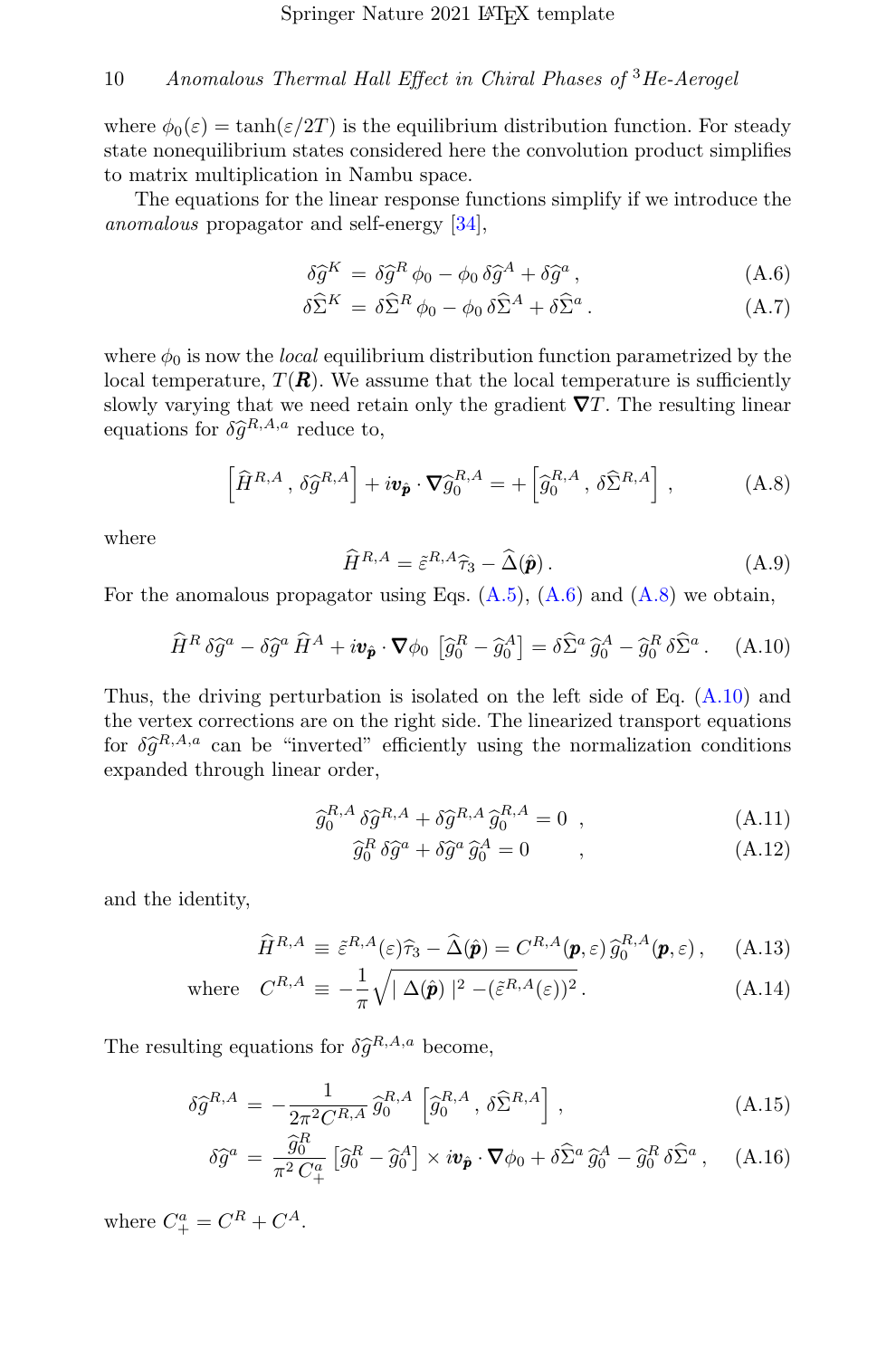where $\phi_0(\varepsilon) = \tanh(\varepsilon/2T)$ is the equilibrium distribution function. For steady state nonequilibrium states considered here the convolution product simplifies to matrix multiplication in Nambu space.

The equations for the linear response functions simplify if we introduce the *anomalous* propagator and self-energy [34],

$$\delta\widehat{g}^K \,=\, \delta\widehat{g}^R\,\phi_0 - \phi_0\,\delta\widehat{g}^A + \delta\widehat{g}^a\,, \tag{A.6}$$

$$\delta\widehat{\Sigma}^K \,=\, \delta\widehat{\Sigma}^R\,\phi_0 - \phi_0\,\delta\widehat{\Sigma}^A + \delta\widehat{\Sigma}^a\,. \tag{A.7}$$

where $\phi_0$ is now the *local* equilibrium distribution function parametrized by the local temperature, $T(\boldsymbol{R})$. We assume that the local temperature is sufficiently slowly varying that we need retain only the gradient $\boldsymbol{\nabla}T$. The resulting linear equations for $\delta\widehat{g}^{R,A,a}$ reduce to,

$$\left[\widehat{H}^{R,A}\,,\,\delta\widehat{g}^{R,A}\right] + i\boldsymbol{v}_{\hat{\boldsymbol{p}}}\cdot\boldsymbol{\nabla}\widehat{g}_0^{R,A} = +\left[\widehat{g}_0^{R,A}\,,\,\delta\widehat{\Sigma}^{R,A}\right]\,, \tag{A.8}$$

where

$$\widehat{H}^{R,A} = \tilde{\varepsilon}^{R,A}\widehat{\tau}_3 - \widehat{\Delta}(\hat{\boldsymbol{p}})\,. \tag{A.9}$$

For the anomalous propagator using Eqs. (A.5), (A.6) and (A.8) we obtain,

$$\widehat{H}^R\,\delta\widehat{g}^a - \delta\widehat{g}^a\,\widehat{H}^A + i\boldsymbol{v}_{\hat{\boldsymbol{p}}}\cdot\boldsymbol{\nabla}\phi_0\,\left[\widehat{g}_0^R - \widehat{g}_0^A\right] = \delta\widehat{\Sigma}^a\,\widehat{g}_0^A - \widehat{g}_0^R\,\delta\widehat{\Sigma}^a\,. \tag{A.10}$$

Thus, the driving perturbation is isolated on the left side of Eq. (A.10) and the vertex corrections are on the right side. The linearized transport equations for $\delta\widehat{g}^{R,A,a}$ can be "inverted" efficiently using the normalization conditions expanded through linear order,

$$\widehat{g}_0^{R,A}\,\delta\widehat{g}^{R,A} + \delta\widehat{g}^{R,A}\,\widehat{g}_0^{R,A} = 0\quad, \tag{A.11}$$

$$\widehat{g}_0^R\,\delta\widehat{g}^a + \delta\widehat{g}^a\,\widehat{g}_0^A = 0\qquad\quad, \tag{A.12}$$

and the identity,

$$\widehat{H}^{R,A} \,\equiv\, \tilde{\varepsilon}^{R,A}(\varepsilon)\widehat{\tau}_3 - \widehat{\Delta}(\hat{\boldsymbol{p}}) = C^{R,A}(\boldsymbol{p},\varepsilon)\,\widehat{g}_0^{R,A}(\boldsymbol{p},\varepsilon)\,, \tag{A.13}$$

$$\text{where}\quad C^{R,A} \,\equiv\, -\frac{1}{\pi}\sqrt{|\,\Delta(\hat{\boldsymbol{p}})\,|^2 - (\tilde{\varepsilon}^{R,A}(\varepsilon))^2}\,. \tag{A.14}$$

The resulting equations for $\delta\widehat{g}^{R,A,a}$ become,

$$\delta\widehat{g}^{R,A} \,=\, -\frac{1}{2\pi^2 C^{R,A}}\,\widehat{g}_0^{R,A}\,\left[\widehat{g}_0^{R,A}\,,\,\delta\widehat{\Sigma}^{R,A}\right]\,, \tag{A.15}$$

$$\delta\widehat{g}^a \,=\, \frac{\widehat{g}_0^R}{\pi^2\,C_+^a}\,\left[\widehat{g}_0^R - \widehat{g}_0^A\right]\times i\boldsymbol{v}_{\hat{\boldsymbol{p}}}\cdot\boldsymbol{\nabla}\phi_0 + \delta\widehat{\Sigma}^a\,\widehat{g}_0^A - \widehat{g}_0^R\,\delta\widehat{\Sigma}^a\,, \tag{A.16}$$

where $C_+^a = C^R + C^A$.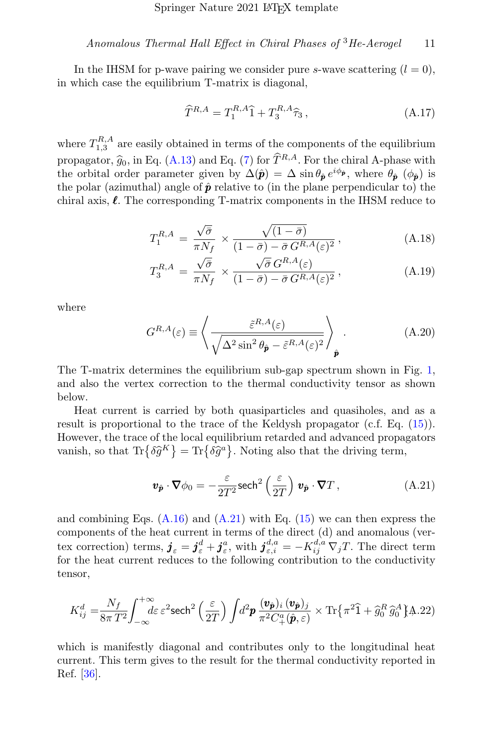In the IHSM for p-wave pairing we consider pure $s$-wave scattering ($l = 0$), in which case the equilibrium T-matrix is diagonal,

$$\widehat{T}^{R,A} = T_1^{R,A}\widehat{1} + T_3^{R,A}\widehat{\tau}_3\,, \tag{A.17}$$

where $T_{1,3}^{R,A}$ are easily obtained in terms of the components of the equilibrium propagator, $\widehat{g}_0$, in Eq. (A.13) and Eq. (7) for $\widehat{T}^{R,A}$. For the chiral A-phase with the orbital order parameter given by $\Delta(\hat{\boldsymbol{p}}) = \Delta\,\sin\theta_{\hat{\boldsymbol{p}}}\,e^{i\phi_{\hat{\boldsymbol{p}}}}$, where $\theta_{\hat{\boldsymbol{p}}}$ ($\phi_{\hat{\boldsymbol{p}}}$) is the polar (azimuthal) angle of $\hat{\boldsymbol{p}}$ relative to (in the plane perpendicular to) the chiral axis, $\boldsymbol{\ell}$. The corresponding T-matrix components in the IHSM reduce to

$$T_1^{R,A} = \frac{\sqrt{\bar{\sigma}}}{\pi N_f} \times \frac{\sqrt{(1-\bar{\sigma})}}{(1-\bar{\sigma}) - \bar{\sigma}\,G^{R,A}(\varepsilon)^2}\,, \tag{A.18}$$

$$T_3^{R,A} = \frac{\sqrt{\bar{\sigma}}}{\pi N_f} \times \frac{\sqrt{\bar{\sigma}}\,G^{R,A}(\varepsilon)}{(1-\bar{\sigma}) - \bar{\sigma}\,G^{R,A}(\varepsilon)^2}\,, \tag{A.19}$$

where

$$G^{R,A}(\varepsilon) \equiv \left\langle \frac{\tilde{\varepsilon}^{R,A}(\varepsilon)}{\sqrt{\Delta^2\sin^2\theta_{\hat{\boldsymbol{p}}} - \tilde{\varepsilon}^{R,A}(\varepsilon)^2}} \right\rangle_{\hat{\boldsymbol{p}}}\,. \tag{A.20}$$

The T-matrix determines the equilibrium sub-gap spectrum shown in Fig. 1, and also the vertex correction to the thermal conductivity tensor as shown below.

Heat current is carried by both quasiparticles and quasiholes, and as a result is proportional to the trace of the Keldysh propagator (c.f. Eq. (15)). However, the trace of the local equilibrium retarded and advanced propagators vanish, so that $\mathrm{Tr}\{\delta\widehat{g}^K\} = \mathrm{Tr}\{\delta\widehat{g}^a\}$. Noting also that the driving term,

$$\boldsymbol{v}_{\hat{\boldsymbol{p}}}\cdot\boldsymbol{\nabla}\phi_0 = -\frac{\varepsilon}{2T^2}\mathsf{sech}^2\left(\frac{\varepsilon}{2T}\right)\boldsymbol{v}_{\hat{\boldsymbol{p}}}\cdot\boldsymbol{\nabla}T\,, \tag{A.21}$$

and combining Eqs. (A.16) and (A.21) with Eq. (15) we can then express the components of the heat current in terms of the direct (d) and anomalous (vertex correction) terms, $\boldsymbol{j}_\varepsilon = \boldsymbol{j}_\varepsilon^d + \boldsymbol{j}_\varepsilon^a$, with $\boldsymbol{j}_{\varepsilon,i}^{d,a} = -K_{ij}^{d,a}\,\nabla_j T$. The direct term for the heat current reduces to the following contribution to the conductivity tensor,

$$K_{ij}^d = \frac{N_f}{8\pi\,T^2}\int_{-\infty}^{+\infty} d\varepsilon\,\varepsilon^2\mathsf{sech}^2\left(\frac{\varepsilon}{2T}\right)\int d^2\boldsymbol{p}\,\frac{(\boldsymbol{v}_{\hat{\boldsymbol{p}}})_i\,(\boldsymbol{v}_{\hat{\boldsymbol{p}}})_j}{\pi^2 C_+^a(\hat{\boldsymbol{p}},\varepsilon)} \times \mathrm{Tr}\{\pi^2\widehat{1} + \widehat{g}_0^R\,\widehat{g}_0^A\}\,, \tag{A.22}$$

which is manifestly diagonal and contributes only to the longitudinal heat current. This term gives to the result for the thermal conductivity reported in Ref. [36].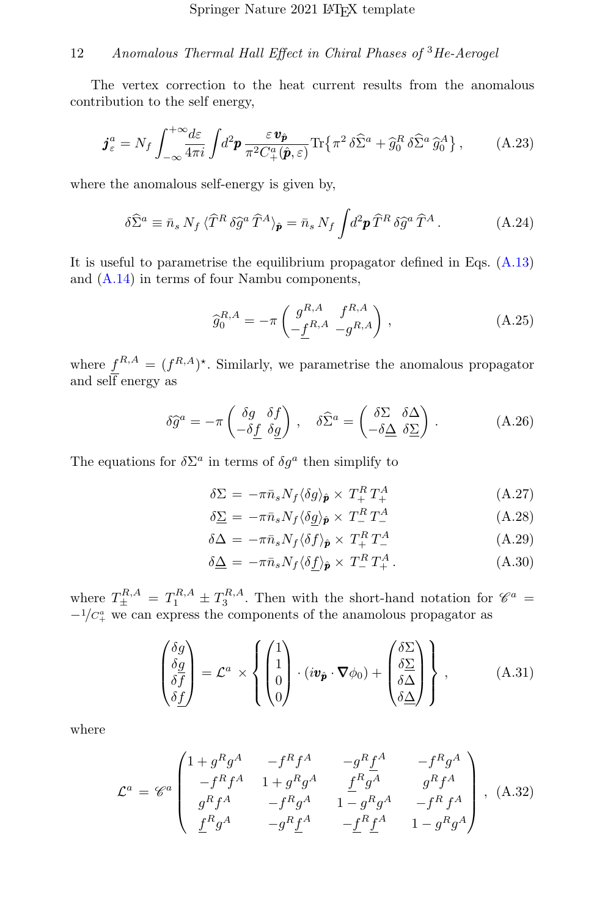The vertex correction to the heat current results from the anomalous contribution to the self energy,

$$\boldsymbol{j}_\varepsilon^a = N_f \int_{-\infty}^{+\infty} \frac{d\varepsilon}{4\pi i} \int d^2\boldsymbol{p}\, \frac{\varepsilon\, \boldsymbol{v}_{\hat{\boldsymbol{p}}}}{\pi^2 C_+^a(\hat{\boldsymbol{p}}, \varepsilon)} \mathrm{Tr}\big\{ \pi^2\, \delta\widehat{\Sigma}^a + \widehat{g}_0^R\, \delta\widehat{\Sigma}^a\, \widehat{g}_0^A \big\}\,, \tag{A.23}$$

where the anomalous self-energy is given by,

$$\delta\widehat{\Sigma}^a \equiv \bar{n}_s\, N_f\, \langle \widehat{T}^R\, \delta\widehat{g}^a\, \widehat{T}^A \rangle_{\hat{\boldsymbol{p}}} = \bar{n}_s\, N_f \int d^2\boldsymbol{p}\, \widehat{T}^R\, \delta\widehat{g}^a\, \widehat{T}^A\,. \tag{A.24}$$

It is useful to parametrise the equilibrium propagator defined in Eqs. (A.13) and (A.14) in terms of four Nambu components,

$$\widehat{g}_0^{R,A} = -\pi \begin{pmatrix} g^{R,A} & f^{R,A} \\ -\underline{f}^{R,A} & -g^{R,A} \end{pmatrix}\,, \tag{A.25}$$

where $\underline{f}^{R,A} = (f^{R,A})^\star$. Similarly, we parametrise the anomalous propagator and self energy as

$$\delta\widehat{g}^a = -\pi \begin{pmatrix} \delta g & \delta f \\ -\delta\underline{f} & \delta\underline{g} \end{pmatrix}\,, \quad \delta\widehat{\Sigma}^a = \begin{pmatrix} \delta\Sigma & \delta\Delta \\ -\delta\underline{\Delta} & \delta\underline{\Sigma} \end{pmatrix}\,. \tag{A.26}$$

The equations for $\delta\Sigma^a$ in terms of $\delta g^a$ then simplify to

$$\delta\Sigma = -\pi\bar{n}_s N_f \langle\delta g\rangle_{\hat{\boldsymbol{p}}} \times T_+^R\, T_+^A \tag{A.27}$$

$$\delta\underline{\Sigma} = -\pi\bar{n}_s N_f \langle\delta\underline{g}\rangle_{\hat{\boldsymbol{p}}} \times T_-^R\, T_-^A \tag{A.28}$$

$$\delta\Delta = -\pi\bar{n}_s N_f \langle\delta f\rangle_{\hat{\boldsymbol{p}}} \times T_+^R\, T_-^A \tag{A.29}$$

$$\delta\underline{\Delta} = -\pi\bar{n}_s N_f \langle\delta\underline{f}\rangle_{\hat{\boldsymbol{p}}} \times T_-^R\, T_+^A\,. \tag{A.30}$$

where $T_\pm^{R,A} = T_1^{R,A} \pm T_3^{R,A}$. Then with the short-hand notation for $\mathscr{C}^a = -1/C_+^a$ we can express the components of the anamolous propagator as

$$\begin{pmatrix} \delta g \\ \delta\underline{g} \\ \delta f \\ \delta\underline{f} \end{pmatrix} = \mathcal{L}^a \times \left\{ \begin{pmatrix} 1 \\ 1 \\ 0 \\ 0 \end{pmatrix} \cdot (i\boldsymbol{v}_{\hat{\boldsymbol{p}}} \cdot \boldsymbol{\nabla}\phi_0) + \begin{pmatrix} \delta\Sigma \\ \delta\underline{\Sigma} \\ \delta\Delta \\ \delta\underline{\Delta} \end{pmatrix} \right\}\,, \tag{A.31}$$

where

$$\mathcal{L}^a = \mathscr{C}^a \begin{pmatrix} 1 + g^R g^A & -f^R f^A & -g^R \underline{f}^A & -f^R g^A \\ -f^R f^A & 1 + g^R g^A & \underline{f}^R g^A & g^R f^A \\ g^R f^A & -f^R g^A & 1 - g^R g^A & -f^R\, f^A \\ \underline{f}^R g^A & -g^R \underline{f}^A & -\underline{f}^R \underline{f}^A & 1 - g^R g^A \end{pmatrix}\,, \tag{A.32}$$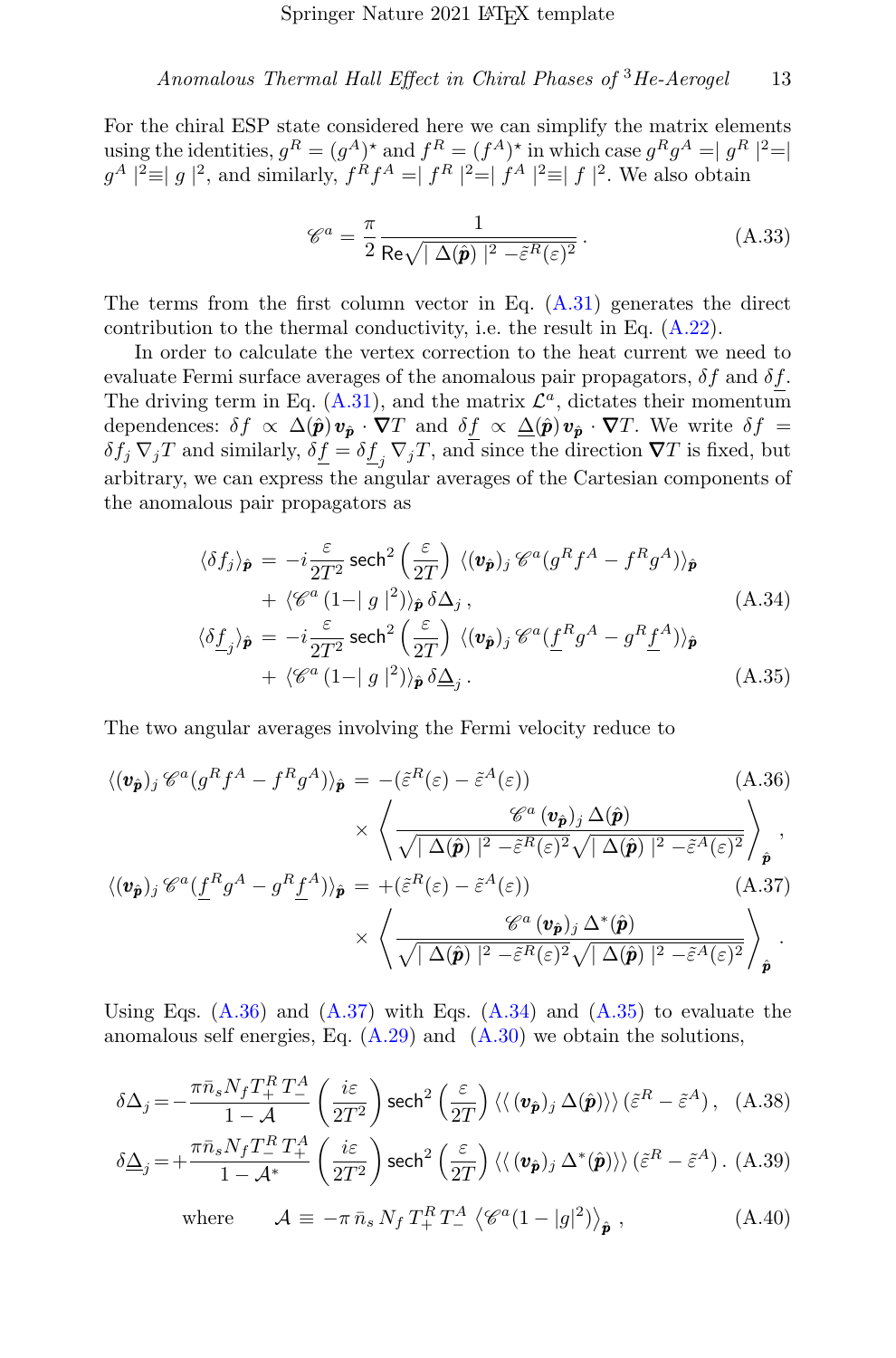For the chiral ESP state considered here we can simplify the matrix elements using the identities, $g^R = (g^A)^\star$ and $f^R = (f^A)^\star$ in which case $g^R g^A = \mid g^R \mid^2 = \mid g^A \mid^2 \equiv \mid g \mid^2$, and similarly, $f^R f^A = \mid f^R \mid^2 = \mid f^A \mid^2 \equiv \mid f \mid^2$. We also obtain

$$
\mathscr{C}^a = \frac{\pi}{2} \frac{1}{\mathsf{Re}\sqrt{\mid \Delta(\hat{\boldsymbol{p}}) \mid^2 - \tilde{\varepsilon}^R(\varepsilon)^2}} \,. \tag{A.33}
$$

The terms from the first column vector in Eq. (A.31) generates the direct contribution to the thermal conductivity, i.e. the result in Eq. (A.22).

In order to calculate the vertex correction to the heat current we need to evaluate Fermi surface averages of the anomalous pair propagators, $\delta f$ and $\delta \underline{f}$. The driving term in Eq. (A.31), and the matrix $\mathcal{L}^a$, dictates their momentum dependences: $\delta f \propto \Delta(\hat{\boldsymbol{p}}) \boldsymbol{v}_{\hat{\boldsymbol{p}}} \cdot \boldsymbol{\nabla} T$ and $\delta \underline{f} \propto \underline{\Delta}(\hat{\boldsymbol{p}}) \boldsymbol{v}_{\hat{\boldsymbol{p}}} \cdot \boldsymbol{\nabla} T$. We write $\delta f = \delta f_j \, \nabla_j T$ and similarly, $\delta \underline{f} = \delta \underline{f}_j \, \nabla_j T$, and since the direction $\boldsymbol{\nabla} T$ is fixed, but arbitrary, we can express the angular averages of the Cartesian components of the anomalous pair propagators as

$$
\begin{aligned}
\langle \delta f_j \rangle_{\hat{\boldsymbol{p}}} \, &= -i \frac{\varepsilon}{2T^2} \, \mathsf{sech}^2\left(\frac{\varepsilon}{2T}\right) \, \langle (\boldsymbol{v}_{\hat{\boldsymbol{p}}})_j \, \mathscr{C}^a (g^R f^A - f^R g^A) \rangle_{\hat{\boldsymbol{p}}} \\
&\quad + \langle \mathscr{C}^a \, (1 - \mid g \mid^2) \rangle_{\hat{\boldsymbol{p}}} \, \delta \Delta_j \,, 
\end{aligned} \tag{A.34}
$$

$$
\begin{aligned}
\langle \delta \underline{f}_j \rangle_{\hat{\boldsymbol{p}}} \, &= -i \frac{\varepsilon}{2T^2} \, \mathsf{sech}^2\left(\frac{\varepsilon}{2T}\right) \, \langle (\boldsymbol{v}_{\hat{\boldsymbol{p}}})_j \, \mathscr{C}^a (\underline{f}^R g^A - g^R \underline{f}^A) \rangle_{\hat{\boldsymbol{p}}} \\
&\quad + \langle \mathscr{C}^a \, (1 - \mid g \mid^2) \rangle_{\hat{\boldsymbol{p}}} \, \delta \underline{\Delta}_j \,. 
\end{aligned} \tag{A.35}
$$

The two angular averages involving the Fermi velocity reduce to

$$
\begin{aligned}
\langle (\boldsymbol{v}_{\hat{\boldsymbol{p}}})_j \, \mathscr{C}^a (g^R f^A - f^R g^A) \rangle_{\hat{\boldsymbol{p}}} \, &= -(\tilde{\varepsilon}^R(\varepsilon) - \tilde{\varepsilon}^A(\varepsilon)) \\
&\quad \times \left\langle \frac{\mathscr{C}^a \, (\boldsymbol{v}_{\hat{\boldsymbol{p}}})_j \, \Delta(\hat{\boldsymbol{p}})}{\sqrt{\mid \Delta(\hat{\boldsymbol{p}}) \mid^2 - \tilde{\varepsilon}^R(\varepsilon)^2} \sqrt{\mid \Delta(\hat{\boldsymbol{p}}) \mid^2 - \tilde{\varepsilon}^A(\varepsilon)^2}} \right\rangle_{\hat{\boldsymbol{p}}} ,
\end{aligned} \tag{A.36}
$$

$$
\begin{aligned}
\langle (\boldsymbol{v}_{\hat{\boldsymbol{p}}})_j \, \mathscr{C}^a (\underline{f}^R g^A - g^R \underline{f}^A) \rangle_{\hat{\boldsymbol{p}}} \, &= +(\tilde{\varepsilon}^R(\varepsilon) - \tilde{\varepsilon}^A(\varepsilon)) \\
&\quad \times \left\langle \frac{\mathscr{C}^a \, (\boldsymbol{v}_{\hat{\boldsymbol{p}}})_j \, \Delta^*(\hat{\boldsymbol{p}})}{\sqrt{\mid \Delta(\hat{\boldsymbol{p}}) \mid^2 - \tilde{\varepsilon}^R(\varepsilon)^2} \sqrt{\mid \Delta(\hat{\boldsymbol{p}}) \mid^2 - \tilde{\varepsilon}^A(\varepsilon)^2}} \right\rangle_{\hat{\boldsymbol{p}}} .
\end{aligned} \tag{A.37}
$$

Using Eqs. (A.36) and (A.37) with Eqs. (A.34) and (A.35) to evaluate the anomalous self energies, Eq. (A.29) and (A.30) we obtain the solutions,

$$
\delta \Delta_j = -\frac{\pi \bar{n}_s N_f T_+^R \, T_-^A}{1 - \mathcal{A}} \left(\frac{i\varepsilon}{2T^2}\right) \mathsf{sech}^2\left(\frac{\varepsilon}{2T}\right) \langle\langle \, (\boldsymbol{v}_{\hat{\boldsymbol{p}}})_j \, \Delta(\hat{\boldsymbol{p}}) \rangle\rangle \, (\tilde{\varepsilon}^R - \tilde{\varepsilon}^A) \,, \tag{A.38}
$$

$$
\delta \underline{\Delta}_j = +\frac{\pi \bar{n}_s N_f T_-^R \, T_+^A}{1 - \mathcal{A}^*} \left(\frac{i\varepsilon}{2T^2}\right) \mathsf{sech}^2\left(\frac{\varepsilon}{2T}\right) \langle\langle \, (\boldsymbol{v}_{\hat{\boldsymbol{p}}})_j \, \Delta^*(\hat{\boldsymbol{p}}) \rangle\rangle \, (\tilde{\varepsilon}^R - \tilde{\varepsilon}^A) \,. \tag{A.39}
$$

$$
\text{where} \qquad \mathcal{A} \equiv -\pi \, \bar{n}_s \, N_f \, T_+^R \, T_-^A \, \left\langle \mathscr{C}^a (1 - |g|^2) \right\rangle_{\hat{\boldsymbol{p}}} \,, \tag{A.40}
$$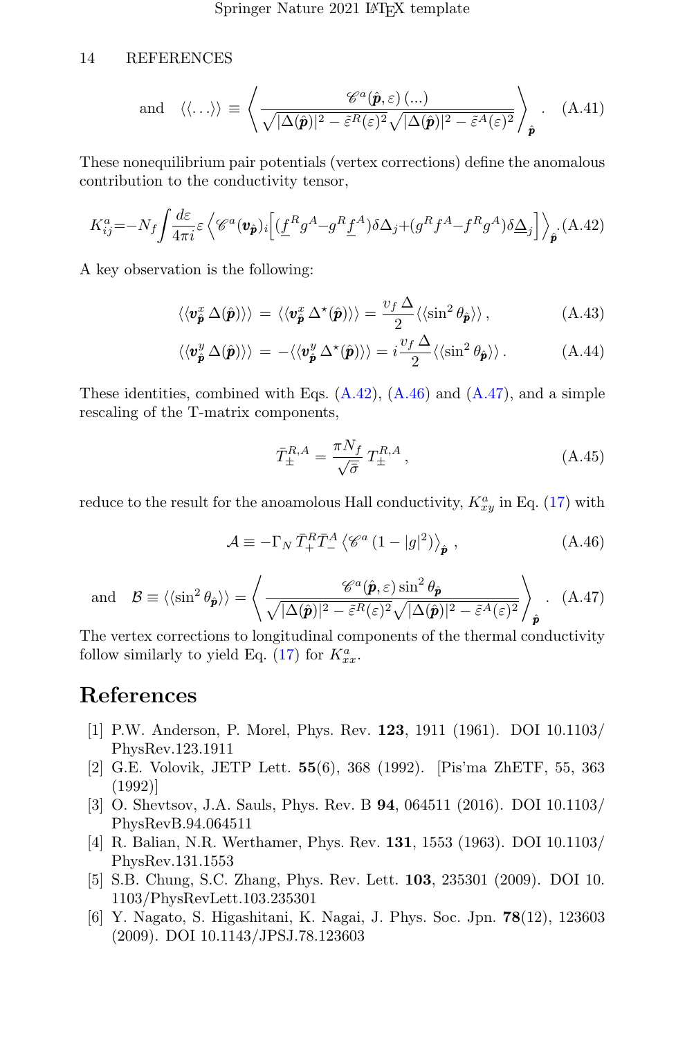$$\text{and} \quad \langle\langle \ldots \rangle\rangle \equiv \left\langle \frac{\mathscr{C}^a(\hat{\boldsymbol{p}}, \varepsilon)\,(\ldots)}{\sqrt{|\Delta(\hat{\boldsymbol{p}})|^2 - \tilde{\varepsilon}^R(\varepsilon)^2}\sqrt{|\Delta(\hat{\boldsymbol{p}})|^2 - \tilde{\varepsilon}^A(\varepsilon)^2}} \right\rangle_{\hat{\boldsymbol{p}}} . \tag{A.41}$$

These nonequilibrium pair potentials (vertex corrections) define the anomalous contribution to the conductivity tensor,

$$K^a_{ij} = -N_f \int \frac{d\varepsilon}{4\pi i} \varepsilon \left\langle \mathscr{C}^a (\boldsymbol{v}_{\hat{\boldsymbol{p}}})_i \Big[ (\underline{f}^R g^A - g^R \underline{f}^A) \delta\Delta_j + (g^R f^A - f^R g^A) \delta\underline{\Delta}_j \Big] \right\rangle_{\hat{\boldsymbol{p}}} . \tag{A.42}$$

A key observation is the following:

$$\langle\langle \boldsymbol{v}^x_{\hat{\boldsymbol{p}}}\, \Delta(\hat{\boldsymbol{p}}) \rangle\rangle \,=\, \langle\langle \boldsymbol{v}^x_{\hat{\boldsymbol{p}}}\, \Delta^\star(\hat{\boldsymbol{p}}) \rangle\rangle = \frac{v_f\,\Delta}{2} \langle\langle \sin^2\theta_{\hat{\boldsymbol{p}}} \rangle\rangle \,, \tag{A.43}$$

$$\langle\langle \boldsymbol{v}^y_{\hat{\boldsymbol{p}}}\, \Delta(\hat{\boldsymbol{p}}) \rangle\rangle \,=\, -\langle\langle \boldsymbol{v}^y_{\hat{\boldsymbol{p}}}\, \Delta^\star(\hat{\boldsymbol{p}}) \rangle\rangle = i\,\frac{v_f\,\Delta}{2} \langle\langle \sin^2\theta_{\hat{\boldsymbol{p}}} \rangle\rangle \,. \tag{A.44}$$

These identities, combined with Eqs. (A.42), (A.46) and (A.47), and a simple rescaling of the T-matrix components,

$$\bar{T}^{R,A}_\pm = \frac{\pi N_f}{\sqrt{\bar{\sigma}}}\, T^{R,A}_\pm \,, \tag{A.45}$$

reduce to the result for the anoamolous Hall conductivity, $K^a_{xy}$ in Eq. (17) with

$$\mathcal{A} \equiv -\Gamma_N\, \bar{T}^R_+ \bar{T}^A_- \left\langle \mathscr{C}^a\,(1 - |g|^2) \right\rangle_{\hat{\boldsymbol{p}}} \,, \tag{A.46}$$

$$\text{and} \quad \mathcal{B} \equiv \langle\langle \sin^2\theta_{\hat{\boldsymbol{p}}} \rangle\rangle = \left\langle \frac{\mathscr{C}^a(\hat{\boldsymbol{p}}, \varepsilon) \sin^2\theta_{\hat{\boldsymbol{p}}}}{\sqrt{|\Delta(\hat{\boldsymbol{p}})|^2 - \tilde{\varepsilon}^R(\varepsilon)^2}\sqrt{|\Delta(\hat{\boldsymbol{p}})|^2 - \tilde{\varepsilon}^A(\varepsilon)^2}} \right\rangle_{\hat{\boldsymbol{p}}} . \tag{A.47}$$

The vertex corrections to longitudinal components of the thermal conductivity follow similarly to yield Eq. (17) for $K^a_{xx}$.

# References

[1] P.W. Anderson, P. Morel, Phys. Rev. **123**, 1911 (1961). DOI 10.1103/PhysRev.123.1911

[2] G.E. Volovik, JETP Lett. **55**(6), 368 (1992). [Pis'ma ZhETF, 55, 363 (1992)]

[3] O. Shevtsov, J.A. Sauls, Phys. Rev. B **94**, 064511 (2016). DOI 10.1103/PhysRevB.94.064511

[4] R. Balian, N.R. Werthamer, Phys. Rev. **131**, 1553 (1963). DOI 10.1103/PhysRev.131.1553

[5] S.B. Chung, S.C. Zhang, Phys. Rev. Lett. **103**, 235301 (2009). DOI 10.1103/PhysRevLett.103.235301

[6] Y. Nagato, S. Higashitani, K. Nagai, J. Phys. Soc. Jpn. **78**(12), 123603 (2009). DOI 10.1143/JPSJ.78.123603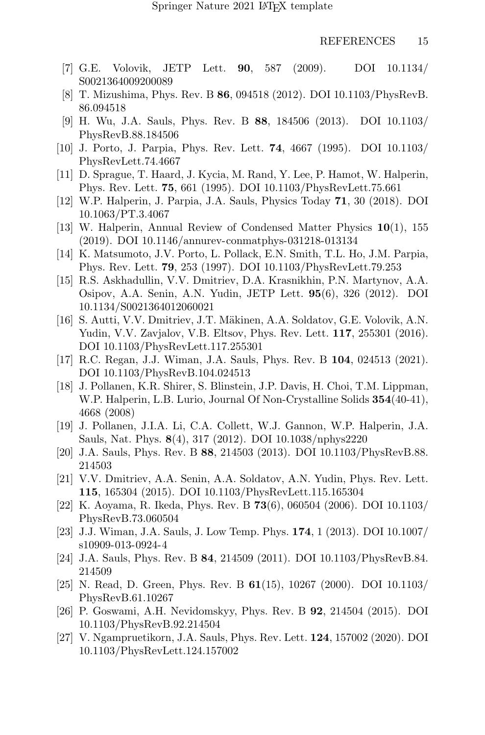[7] G.E. Volovik, JETP Lett. **90**, 587 (2009). DOI 10.1134/S0021364009200089

[8] T. Mizushima, Phys. Rev. B **86**, 094518 (2012). DOI 10.1103/PhysRevB.86.094518

[9] H. Wu, J.A. Sauls, Phys. Rev. B **88**, 184506 (2013). DOI 10.1103/PhysRevB.88.184506

[10] J. Porto, J. Parpia, Phys. Rev. Lett. **74**, 4667 (1995). DOI 10.1103/PhysRevLett.74.4667

[11] D. Sprague, T. Haard, J. Kycia, M. Rand, Y. Lee, P. Hamot, W. Halperin, Phys. Rev. Lett. **75**, 661 (1995). DOI 10.1103/PhysRevLett.75.661

[12] W.P. Halperin, J. Parpia, J.A. Sauls, Physics Today **71**, 30 (2018). DOI 10.1063/PT.3.4067

[13] W. Halperin, Annual Review of Condensed Matter Physics **10**(1), 155 (2019). DOI 10.1146/annurev-conmatphys-031218-013134

[14] K. Matsumoto, J.V. Porto, L. Pollack, E.N. Smith, T.L. Ho, J.M. Parpia, Phys. Rev. Lett. **79**, 253 (1997). DOI 10.1103/PhysRevLett.79.253

[15] R.S. Askhadullin, V.V. Dmitriev, D.A. Krasnikhin, P.N. Martynov, A.A. Osipov, A.A. Senin, A.N. Yudin, JETP Lett. **95**(6), 326 (2012). DOI 10.1134/S0021364012060021

[16] S. Autti, V.V. Dmitriev, J.T. Mäkinen, A.A. Soldatov, G.E. Volovik, A.N. Yudin, V.V. Zavjalov, V.B. Eltsov, Phys. Rev. Lett. **117**, 255301 (2016). DOI 10.1103/PhysRevLett.117.255301

[17] R.C. Regan, J.J. Wiman, J.A. Sauls, Phys. Rev. B **104**, 024513 (2021). DOI 10.1103/PhysRevB.104.024513

[18] J. Pollanen, K.R. Shirer, S. Blinstein, J.P. Davis, H. Choi, T.M. Lippman, W.P. Halperin, L.B. Lurio, Journal Of Non-Crystalline Solids **354**(40-41), 4668 (2008)

[19] J. Pollanen, J.I.A. Li, C.A. Collett, W.J. Gannon, W.P. Halperin, J.A. Sauls, Nat. Phys. **8**(4), 317 (2012). DOI 10.1038/nphys2220

[20] J.A. Sauls, Phys. Rev. B **88**, 214503 (2013). DOI 10.1103/PhysRevB.88.214503

[21] V.V. Dmitriev, A.A. Senin, A.A. Soldatov, A.N. Yudin, Phys. Rev. Lett. **115**, 165304 (2015). DOI 10.1103/PhysRevLett.115.165304

[22] K. Aoyama, R. Ikeda, Phys. Rev. B **73**(6), 060504 (2006). DOI 10.1103/PhysRevB.73.060504

[23] J.J. Wiman, J.A. Sauls, J. Low Temp. Phys. **174**, 1 (2013). DOI 10.1007/s10909-013-0924-4

[24] J.A. Sauls, Phys. Rev. B **84**, 214509 (2011). DOI 10.1103/PhysRevB.84.214509

[25] N. Read, D. Green, Phys. Rev. B **61**(15), 10267 (2000). DOI 10.1103/PhysRevB.61.10267

[26] P. Goswami, A.H. Nevidomskyy, Phys. Rev. B **92**, 214504 (2015). DOI 10.1103/PhysRevB.92.214504

[27] V. Ngampruetikorn, J.A. Sauls, Phys. Rev. Lett. **124**, 157002 (2020). DOI 10.1103/PhysRevLett.124.157002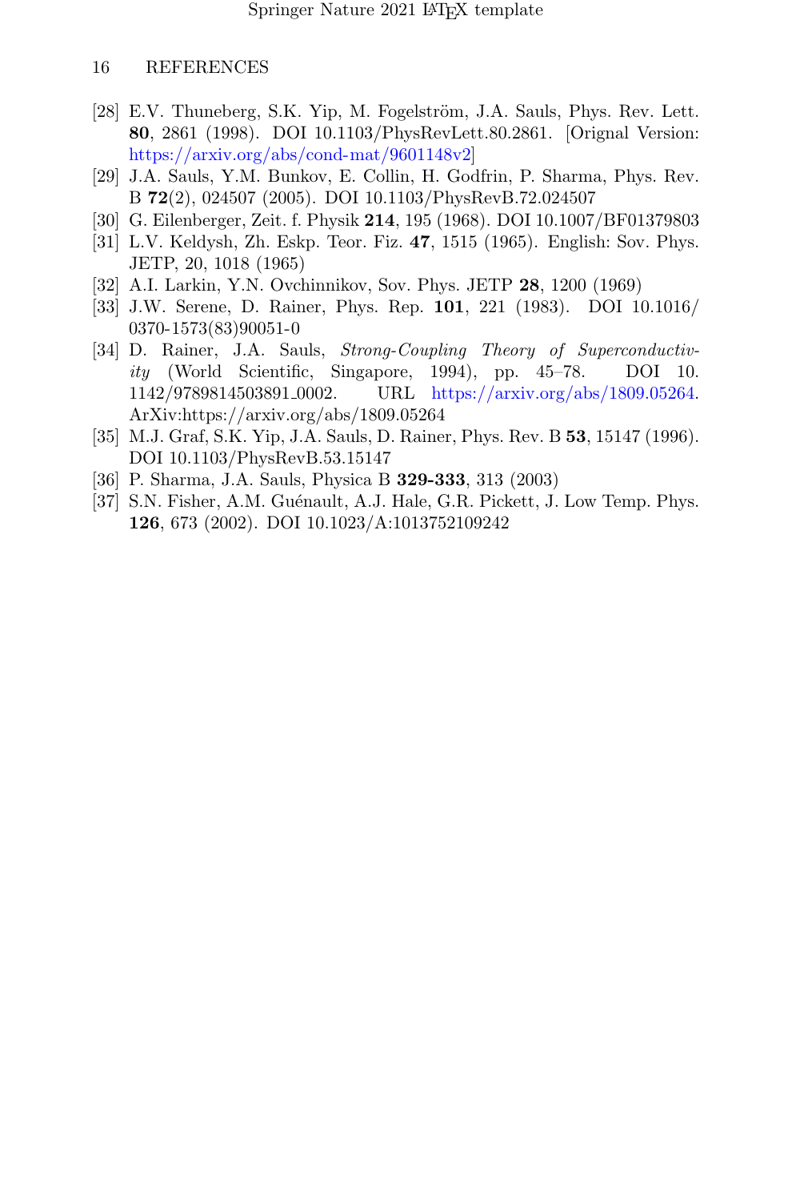[28] E.V. Thuneberg, S.K. Yip, M. Fogelström, J.A. Sauls, Phys. Rev. Lett. **80**, 2861 (1998). DOI 10.1103/PhysRevLett.80.2861. [Orignal Version: https://arxiv.org/abs/cond-mat/9601148v2]

[29] J.A. Sauls, Y.M. Bunkov, E. Collin, H. Godfrin, P. Sharma, Phys. Rev. B **72**(2), 024507 (2005). DOI 10.1103/PhysRevB.72.024507

[30] G. Eilenberger, Zeit. f. Physik **214**, 195 (1968). DOI 10.1007/BF01379803

[31] L.V. Keldysh, Zh. Eskp. Teor. Fiz. **47**, 1515 (1965). English: Sov. Phys. JETP, 20, 1018 (1965)

[32] A.I. Larkin, Y.N. Ovchinnikov, Sov. Phys. JETP **28**, 1200 (1969)

[33] J.W. Serene, D. Rainer, Phys. Rep. **101**, 221 (1983). DOI 10.1016/0370-1573(83)90051-0

[34] D. Rainer, J.A. Sauls, *Strong-Coupling Theory of Superconductivity* (World Scientific, Singapore, 1994), pp. 45–78. DOI 10.1142/9789814503891_0002. URL https://arxiv.org/abs/1809.05264. ArXiv:https://arxiv.org/abs/1809.05264

[35] M.J. Graf, S.K. Yip, J.A. Sauls, D. Rainer, Phys. Rev. B **53**, 15147 (1996). DOI 10.1103/PhysRevB.53.15147

[36] P. Sharma, J.A. Sauls, Physica B **329-333**, 313 (2003)

[37] S.N. Fisher, A.M. Guénault, A.J. Hale, G.R. Pickett, J. Low Temp. Phys. **126**, 673 (2002). DOI 10.1023/A:1013752109242